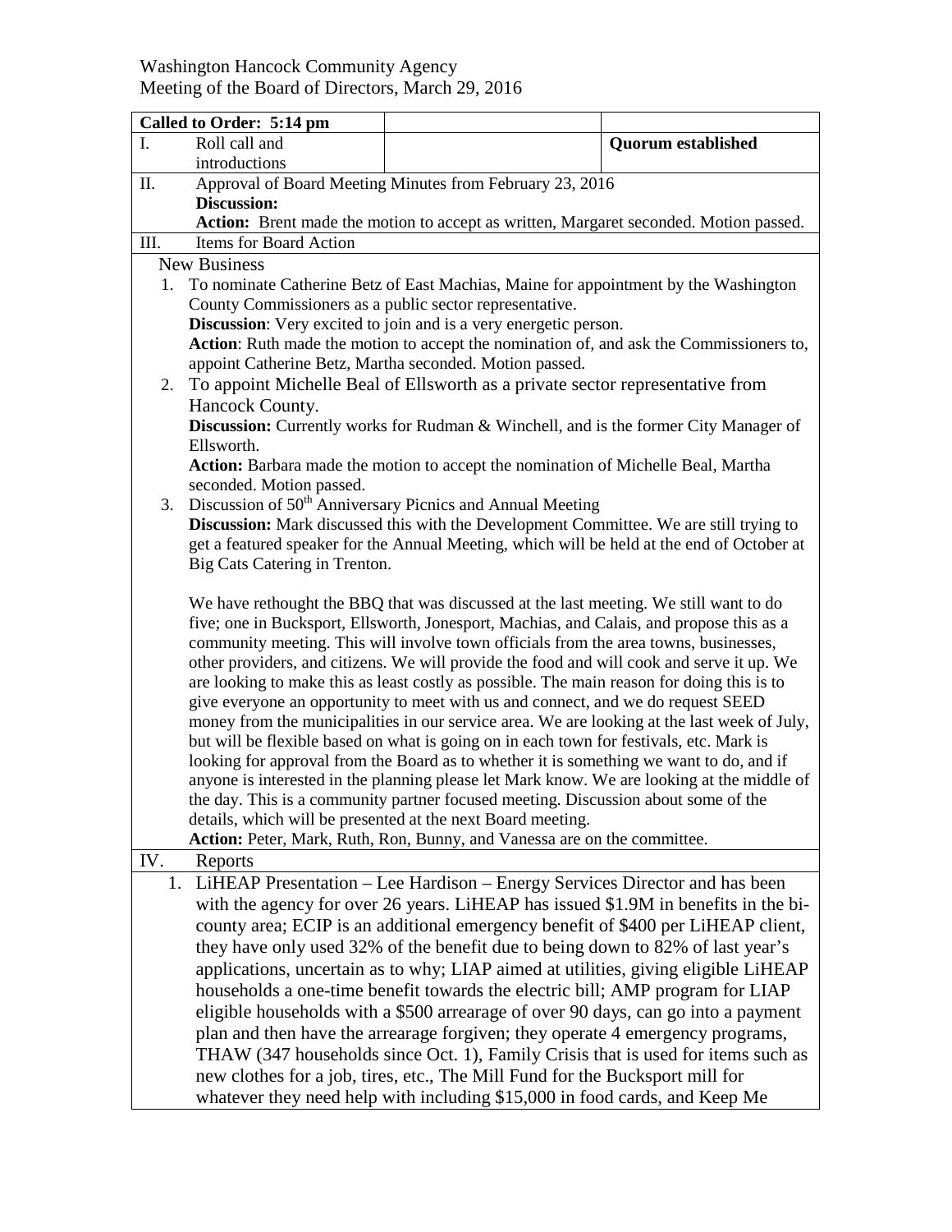Washington Hancock Community Agency
Meeting of the Board of Directors, March 29, 2016

| **Called to Order: 5:14 pm** | | |
|---|---|---|
| I. Roll call and introductions | | **Quorum established** |

**II. Approval of Board Meeting Minutes from February 23, 2016**

**Discussion:**

**Action:** Brent made the motion to accept as written, Margaret seconded. Motion passed.

**III. Items for Board Action**

New Business

1. To nominate Catherine Betz of East Machias, Maine for appointment by the Washington County Commissioners as a public sector representative.
   **Discussion**: Very excited to join and is a very energetic person.
   **Action**: Ruth made the motion to accept the nomination of, and ask the Commissioners to, appoint Catherine Betz, Martha seconded. Motion passed.
2. To appoint Michelle Beal of Ellsworth as a private sector representative from Hancock County.
   **Discussion:** Currently works for Rudman & Winchell, and is the former City Manager of Ellsworth.
   **Action:** Barbara made the motion to accept the nomination of Michelle Beal, Martha seconded. Motion passed.
3. Discussion of 50th Anniversary Picnics and Annual Meeting
   **Discussion:** Mark discussed this with the Development Committee. We are still trying to get a featured speaker for the Annual Meeting, which will be held at the end of October at Big Cats Catering in Trenton.

   We have rethought the BBQ that was discussed at the last meeting. We still want to do five; one in Bucksport, Ellsworth, Jonesport, Machias, and Calais, and propose this as a community meeting. This will involve town officials from the area towns, businesses, other providers, and citizens. We will provide the food and will cook and serve it up. We are looking to make this as least costly as possible. The main reason for doing this is to give everyone an opportunity to meet with us and connect, and we do request SEED money from the municipalities in our service area. We are looking at the last week of July, but will be flexible based on what is going on in each town for festivals, etc. Mark is looking for approval from the Board as to whether it is something we want to do, and if anyone is interested in the planning please let Mark know. We are looking at the middle of the day. This is a community partner focused meeting. Discussion about some of the details, which will be presented at the next Board meeting.
   **Action:** Peter, Mark, Ruth, Ron, Bunny, and Vanessa are on the committee.

**IV. Reports**

1. LiHEAP Presentation – Lee Hardison – Energy Services Director and has been with the agency for over 26 years. LiHEAP has issued \$1.9M in benefits in the bi-county area; ECIP is an additional emergency benefit of \$400 per LiHEAP client, they have only used 32% of the benefit due to being down to 82% of last year's applications, uncertain as to why; LIAP aimed at utilities, giving eligible LiHEAP households a one-time benefit towards the electric bill; AMP program for LIAP eligible households with a \$500 arrearage of over 90 days, can go into a payment plan and then have the arrearage forgiven; they operate 4 emergency programs, THAW (347 households since Oct. 1), Family Crisis that is used for items such as new clothes for a job, tires, etc., The Mill Fund for the Bucksport mill for whatever they need help with including \$15,000 in food cards, and Keep Me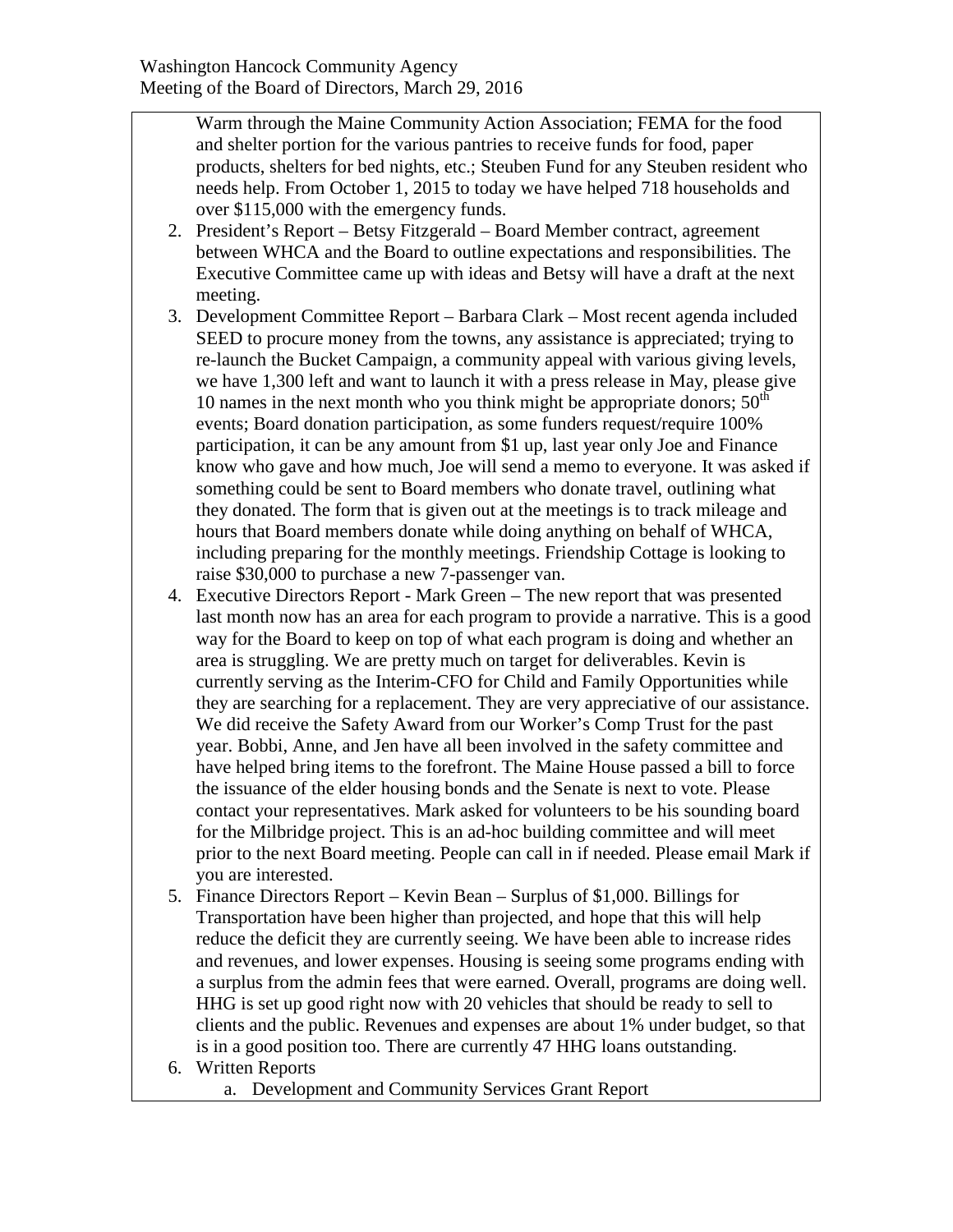Warm through the Maine Community Action Association; FEMA for the food and shelter portion for the various pantries to receive funds for food, paper products, shelters for bed nights, etc.; Steuben Fund for any Steuben resident who needs help. From October 1, 2015 to today we have helped 718 households and over $115,000 with the emergency funds.

2. President's Report – Betsy Fitzgerald – Board Member contract, agreement between WHCA and the Board to outline expectations and responsibilities. The Executive Committee came up with ideas and Betsy will have a draft at the next meeting.
3. Development Committee Report – Barbara Clark – Most recent agenda included SEED to procure money from the towns, any assistance is appreciated; trying to re-launch the Bucket Campaign, a community appeal with various giving levels, we have 1,300 left and want to launch it with a press release in May, please give 10 names in the next month who you think might be appropriate donors; 50th events; Board donation participation, as some funders request/require 100% participation, it can be any amount from $1 up, last year only Joe and Finance know who gave and how much, Joe will send a memo to everyone. It was asked if something could be sent to Board members who donate travel, outlining what they donated. The form that is given out at the meetings is to track mileage and hours that Board members donate while doing anything on behalf of WHCA, including preparing for the monthly meetings. Friendship Cottage is looking to raise $30,000 to purchase a new 7-passenger van.
4. Executive Directors Report - Mark Green – The new report that was presented last month now has an area for each program to provide a narrative. This is a good way for the Board to keep on top of what each program is doing and whether an area is struggling. We are pretty much on target for deliverables. Kevin is currently serving as the Interim-CFO for Child and Family Opportunities while they are searching for a replacement. They are very appreciative of our assistance. We did receive the Safety Award from our Worker's Comp Trust for the past year. Bobbi, Anne, and Jen have all been involved in the safety committee and have helped bring items to the forefront. The Maine House passed a bill to force the issuance of the elder housing bonds and the Senate is next to vote. Please contact your representatives. Mark asked for volunteers to be his sounding board for the Milbridge project. This is an ad-hoc building committee and will meet prior to the next Board meeting. People can call in if needed. Please email Mark if you are interested.
5. Finance Directors Report – Kevin Bean – Surplus of $1,000. Billings for Transportation have been higher than projected, and hope that this will help reduce the deficit they are currently seeing. We have been able to increase rides and revenues, and lower expenses. Housing is seeing some programs ending with a surplus from the admin fees that were earned. Overall, programs are doing well. HHG is set up good right now with 20 vehicles that should be ready to sell to clients and the public. Revenues and expenses are about 1% under budget, so that is in a good position too. There are currently 47 HHG loans outstanding.
6. Written Reports
   a. Development and Community Services Grant Report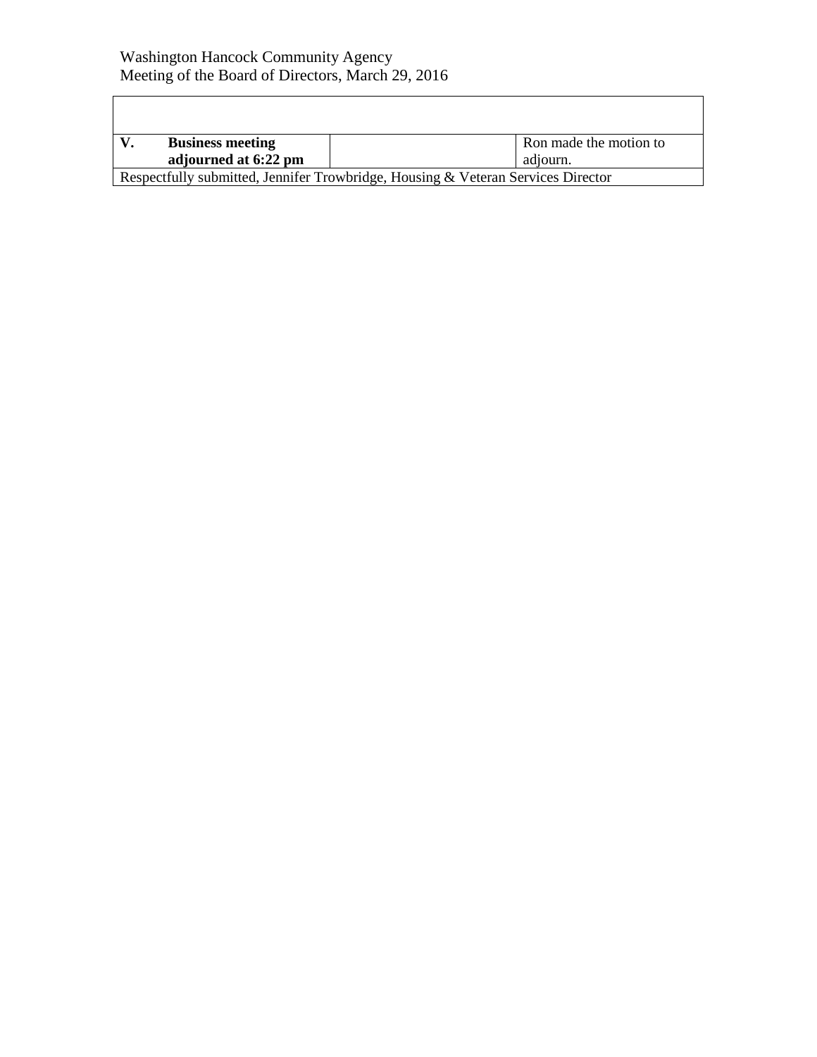| | | | |
|---|---|---|---|
| | | | |
| **V.** | **Business meeting adjourned at 6:22 pm** | | Ron made the motion to adjourn. |
| Respectfully submitted, Jennifer Trowbridge, Housing & Veteran Services Director | | | |